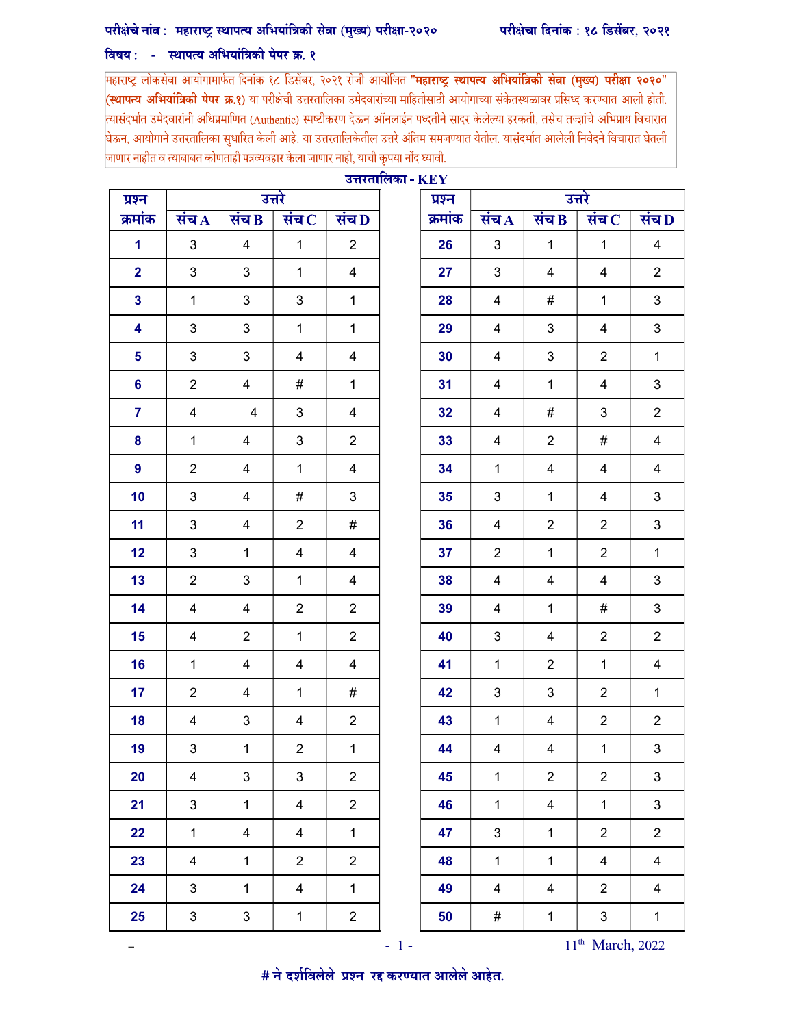**परीक्षेचे नांव : महाराष्ट्र स्थापत्य अभियांत्रिकी सेवा (मुख्य) परीक्षा-२०२०** **परीक्षेचा दिनांक : १८ डिसेंबर, २०२१**

**विषय : - स्थापत्य अभियांत्रिकी पेपर क्र. १**

महाराष्ट्र लोकसेवा आयोगामार्फत दिनांक १८ डिसेंबर, २०२१ रोजी आयोजित "**महाराष्ट्र स्थापत्य अभियांत्रिकी सेवा (मुख्य) परीक्षा २०२०**" (**स्थापत्य अभियांत्रिकी पेपर क्र.१**) या परीक्षेची उत्तरतालिका उमेदवारांच्या माहितीसाठी आयोगाच्या संकेतस्थळावर प्रसिध्द करण्यात आली होती. त्यासंदर्भात उमेदवारांनी अधिप्रमाणित (Authentic) स्पष्टीकरण देऊन ऑनलाईन पध्दतीने सादर केलेल्या हरकती, तसेच तज्ज्ञांचे अभिप्राय विचारात घेऊन, आयोगाने उत्तरतालिका सुधारित केली आहे. या उत्तरतालिकेतील उत्तरे अंतिम समजण्यात येतील. यासंदर्भात आलेली निवेदने विचारात घेतली जाणार नाहीत व त्याबाबत कोणताही पत्रव्यवहार केला जाणार नाही, याची कृपया नोंद घ्यावी.

**उत्तरतालिका - KEY**

| प्रश्न क्रमांक | उत्तरे | | | |
|---|---|---|---|---|
| | संच A | संच B | संच C | संच D |
| 1 | 3 | 4 | 1 | 2 |
| 2 | 3 | 3 | 1 | 4 |
| 3 | 1 | 3 | 3 | 1 |
| 4 | 3 | 3 | 1 | 1 |
| 5 | 3 | 3 | 4 | 4 |
| 6 | 2 | 4 | # | 1 |
| 7 | 4 | 4 | 3 | 4 |
| 8 | 1 | 4 | 3 | 2 |
| 9 | 2 | 4 | 1 | 4 |
| 10 | 3 | 4 | # | 3 |
| 11 | 3 | 4 | 2 | # |
| 12 | 3 | 1 | 4 | 4 |
| 13 | 2 | 3 | 1 | 4 |
| 14 | 4 | 4 | 2 | 2 |
| 15 | 4 | 2 | 1 | 2 |
| 16 | 1 | 4 | 4 | 4 |
| 17 | 2 | 4 | 1 | # |
| 18 | 4 | 3 | 4 | 2 |
| 19 | 3 | 1 | 2 | 1 |
| 20 | 4 | 3 | 3 | 2 |
| 21 | 3 | 1 | 4 | 2 |
| 22 | 1 | 4 | 4 | 1 |
| 23 | 4 | 1 | 2 | 2 |
| 24 | 3 | 1 | 4 | 1 |
| 25 | 3 | 3 | 1 | 2 |

| प्रश्न क्रमांक | उत्तरे | | | |
|---|---|---|---|---|
| | संच A | संच B | संच C | संच D |
| 26 | 3 | 1 | 1 | 4 |
| 27 | 3 | 4 | 4 | 2 |
| 28 | 4 | # | 1 | 3 |
| 29 | 4 | 3 | 4 | 3 |
| 30 | 4 | 3 | 2 | 1 |
| 31 | 4 | 1 | 4 | 3 |
| 32 | 4 | # | 3 | 2 |
| 33 | 4 | 2 | # | 4 |
| 34 | 1 | 4 | 4 | 4 |
| 35 | 3 | 1 | 4 | 3 |
| 36 | 4 | 2 | 2 | 3 |
| 37 | 2 | 1 | 2 | 1 |
| 38 | 4 | 4 | 4 | 3 |
| 39 | 4 | 1 | # | 3 |
| 40 | 3 | 4 | 2 | 2 |
| 41 | 1 | 2 | 1 | 4 |
| 42 | 3 | 3 | 2 | 1 |
| 43 | 1 | 4 | 2 | 2 |
| 44 | 4 | 4 | 1 | 3 |
| 45 | 1 | 2 | 2 | 3 |
| 46 | 1 | 4 | 1 | 3 |
| 47 | 3 | 1 | 2 | 2 |
| 48 | 1 | 1 | 4 | 4 |
| 49 | 4 | 4 | 2 | 4 |
| 50 | # | 1 | 3 | 1 |

11th March, 2022

**# ने दर्शविलेले प्रश्न रद्द करण्यात आलेले आहेत.**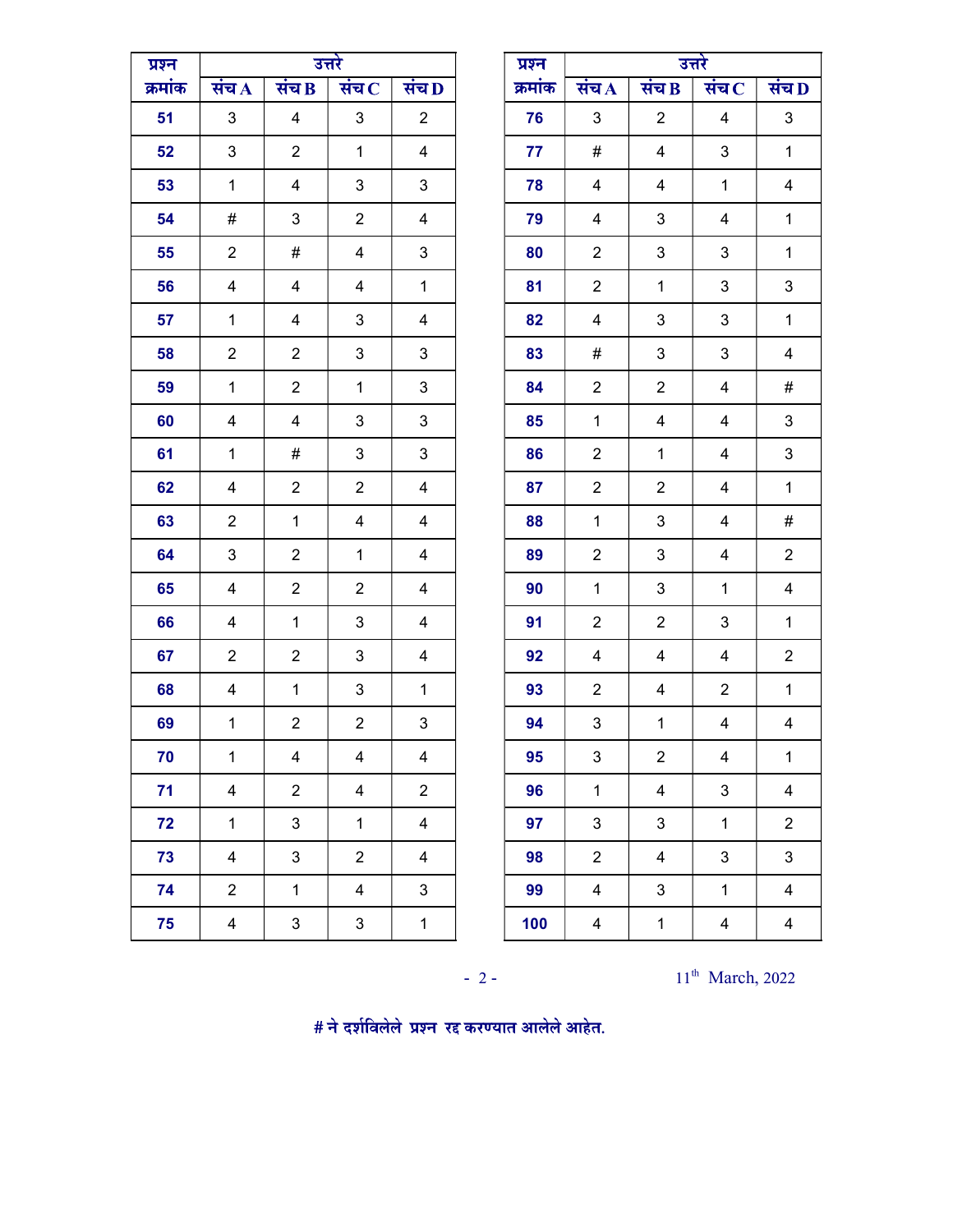| प्रश्न क्रमांक | उत्तरे | | | |
|---|---|---|---|---|
| | संच A | संच B | संच C | संच D |
| 51 | 3 | 4 | 3 | 2 |
| 52 | 3 | 2 | 1 | 4 |
| 53 | 1 | 4 | 3 | 3 |
| 54 | # | 3 | 2 | 4 |
| 55 | 2 | # | 4 | 3 |
| 56 | 4 | 4 | 4 | 1 |
| 57 | 1 | 4 | 3 | 4 |
| 58 | 2 | 2 | 3 | 3 |
| 59 | 1 | 2 | 1 | 3 |
| 60 | 4 | 4 | 3 | 3 |
| 61 | 1 | # | 3 | 3 |
| 62 | 4 | 2 | 2 | 4 |
| 63 | 2 | 1 | 4 | 4 |
| 64 | 3 | 2 | 1 | 4 |
| 65 | 4 | 2 | 2 | 4 |
| 66 | 4 | 1 | 3 | 4 |
| 67 | 2 | 2 | 3 | 4 |
| 68 | 4 | 1 | 3 | 1 |
| 69 | 1 | 2 | 2 | 3 |
| 70 | 1 | 4 | 4 | 4 |
| 71 | 4 | 2 | 4 | 2 |
| 72 | 1 | 3 | 1 | 4 |
| 73 | 4 | 3 | 2 | 4 |
| 74 | 2 | 1 | 4 | 3 |
| 75 | 4 | 3 | 3 | 1 |

| प्रश्न क्रमांक | उत्तरे | | | |
|---|---|---|---|---|
| | संच A | संच B | संच C | संच D |
| 76 | 3 | 2 | 4 | 3 |
| 77 | # | 4 | 3 | 1 |
| 78 | 4 | 4 | 1 | 4 |
| 79 | 4 | 3 | 4 | 1 |
| 80 | 2 | 3 | 3 | 1 |
| 81 | 2 | 1 | 3 | 3 |
| 82 | 4 | 3 | 3 | 1 |
| 83 | # | 3 | 3 | 4 |
| 84 | 2 | 2 | 4 | # |
| 85 | 1 | 4 | 4 | 3 |
| 86 | 2 | 1 | 4 | 3 |
| 87 | 2 | 2 | 4 | 1 |
| 88 | 1 | 3 | 4 | # |
| 89 | 2 | 3 | 4 | 2 |
| 90 | 1 | 3 | 1 | 4 |
| 91 | 2 | 2 | 3 | 1 |
| 92 | 4 | 4 | 4 | 2 |
| 93 | 2 | 4 | 2 | 1 |
| 94 | 3 | 1 | 4 | 4 |
| 95 | 3 | 2 | 4 | 1 |
| 96 | 1 | 4 | 3 | 4 |
| 97 | 3 | 3 | 1 | 2 |
| 98 | 2 | 4 | 3 | 3 |
| 99 | 4 | 3 | 1 | 4 |
| 100 | 4 | 1 | 4 | 4 |

11th March, 2022

# ने दर्शविलेले प्रश्न रद्द करण्यात आलेले आहेत.